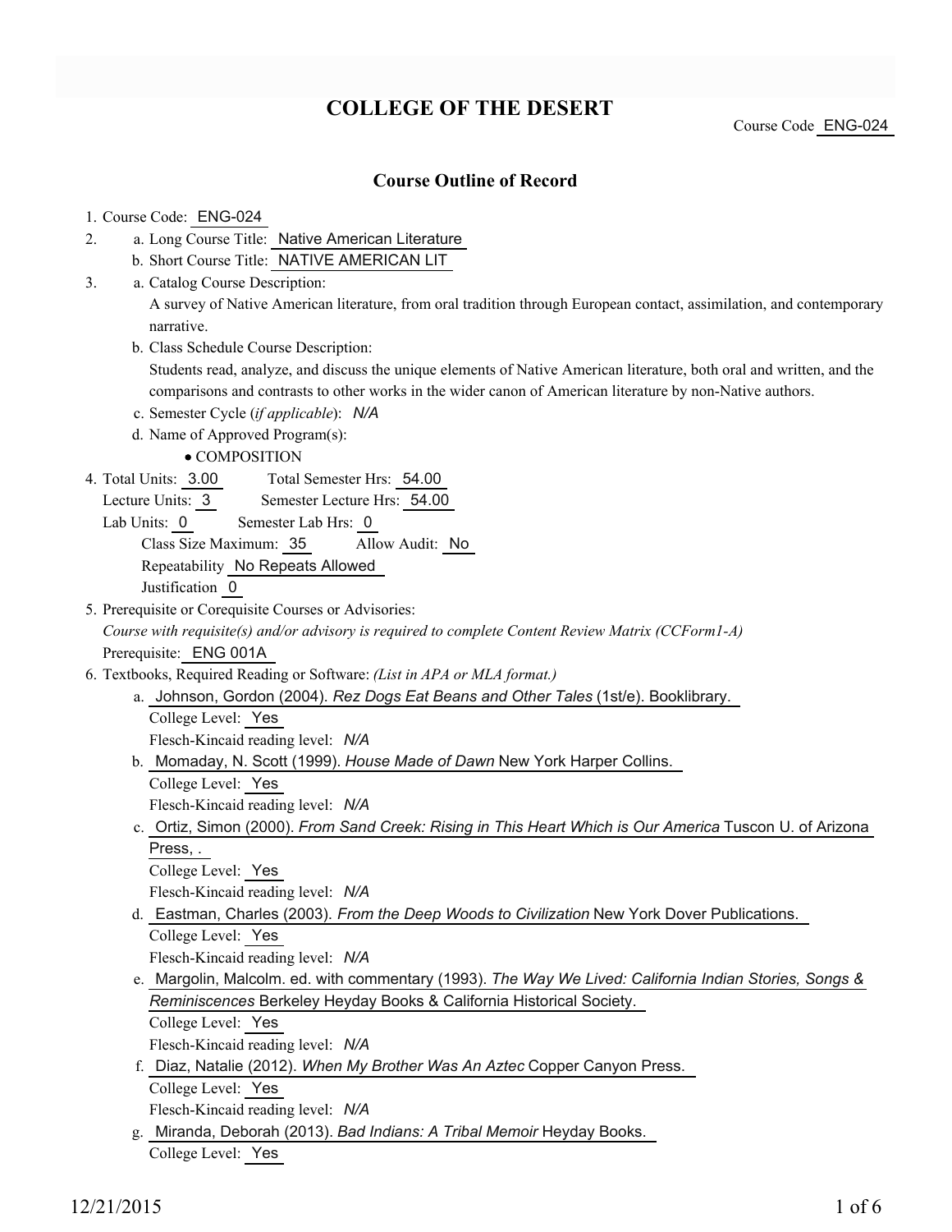# COLLEGE OF THE DESERT

Course Code ENG-024

## Course Outline of Record

1. Course Code: ENG-024
2. a. Long Course Title: Native American Literature
   b. Short Course Title: NATIVE AMERICAN LIT
3. a. Catalog Course Description:
   A survey of Native American literature, from oral tradition through European contact, assimilation, and contemporary narrative.
   b. Class Schedule Course Description:
   Students read, analyze, and discuss the unique elements of Native American literature, both oral and written, and the comparisons and contrasts to other works in the wider canon of American literature by non-Native authors.
   c. Semester Cycle (*if applicable*): *N/A*
   d. Name of Approved Program(s):
      - COMPOSITION
4. Total Units: 3.00 Total Semester Hrs: 54.00
   Lecture Units: 3 Semester Lecture Hrs: 54.00
   Lab Units: 0 Semester Lab Hrs: 0
   Class Size Maximum: 35 Allow Audit: No
   Repeatability No Repeats Allowed
   Justification 0
5. Prerequisite or Corequisite Courses or Advisories:
   *Course with requisite(s) and/or advisory is required to complete Content Review Matrix (CCForm1-A)*
   Prerequisite: ENG 001A
6. Textbooks, Required Reading or Software: *(List in APA or MLA format.)*
   a. Johnson, Gordon (2004). *Rez Dogs Eat Beans and Other Tales* (1st/e). Booklibrary.
      College Level: Yes
      Flesch-Kincaid reading level: *N/A*
   b. Momaday, N. Scott (1999). *House Made of Dawn* New York Harper Collins.
      College Level: Yes
      Flesch-Kincaid reading level: *N/A*
   c. Ortiz, Simon (2000). *From Sand Creek: Rising in This Heart Which is Our America* Tuscon U. of Arizona Press, .
      College Level: Yes
      Flesch-Kincaid reading level: *N/A*
   d. Eastman, Charles (2003). *From the Deep Woods to Civilization* New York Dover Publications.
      College Level: Yes
      Flesch-Kincaid reading level: *N/A*
   e. Margolin, Malcolm. ed. with commentary (1993). *The Way We Lived: California Indian Stories, Songs & Reminiscences* Berkeley Heyday Books & California Historical Society.
      College Level: Yes
      Flesch-Kincaid reading level: *N/A*
   f. Diaz, Natalie (2012). *When My Brother Was An Aztec* Copper Canyon Press.
      College Level: Yes
      Flesch-Kincaid reading level: *N/A*
   g. Miranda, Deborah (2013). *Bad Indians: A Tribal Memoir* Heyday Books.
      College Level: Yes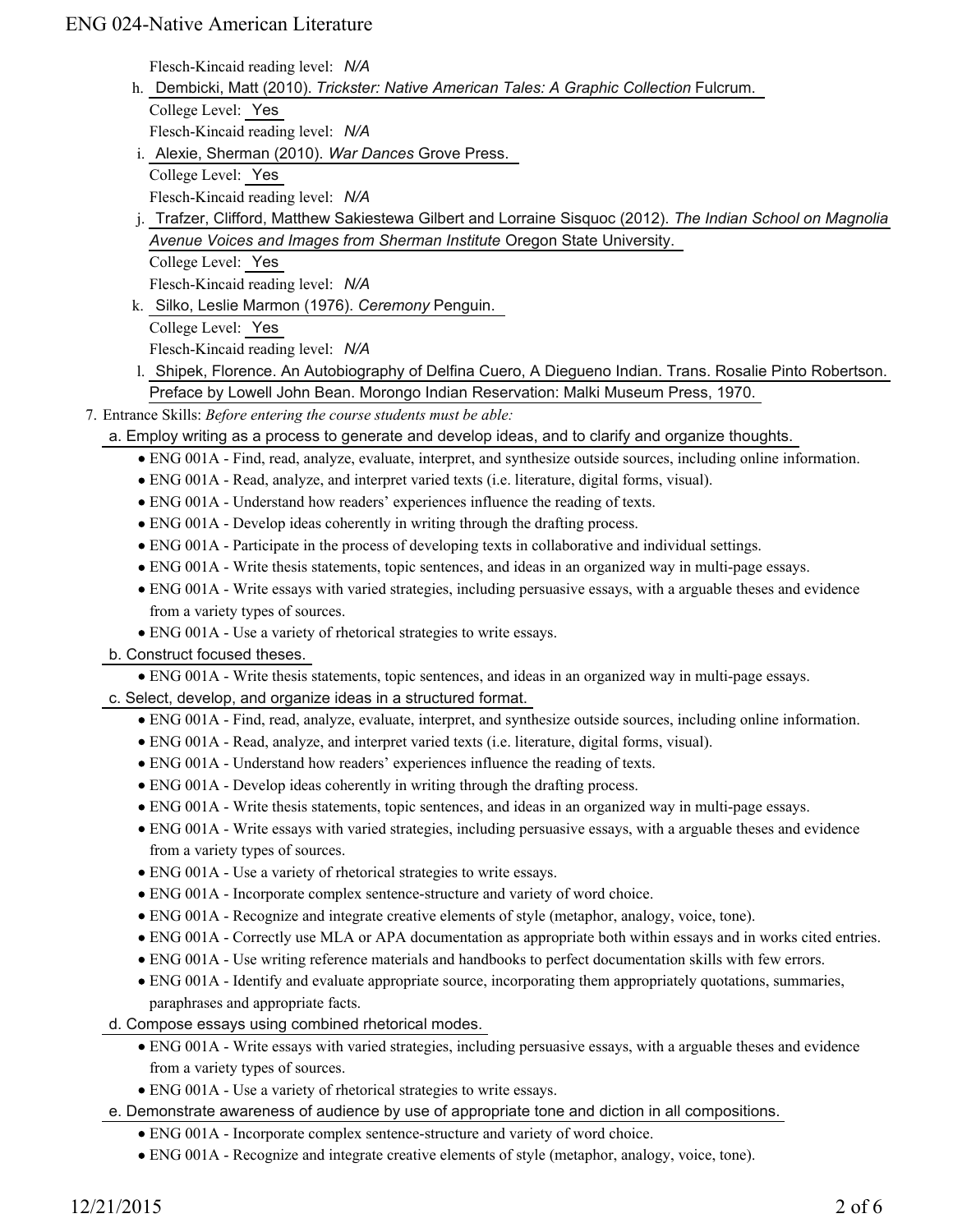Flesch-Kincaid reading level: *N/A*

h. Dembicki, Matt (2010). *Trickster: Native American Tales: A Graphic Collection* Fulcrum.
   College Level: Yes
   Flesch-Kincaid reading level: *N/A*

i. Alexie, Sherman (2010). *War Dances* Grove Press.
   College Level: Yes
   Flesch-Kincaid reading level: *N/A*

j. Trafzer, Clifford, Matthew Sakiestewa Gilbert and Lorraine Sisquoc (2012). *The Indian School on Magnolia Avenue Voices and Images from Sherman Institute* Oregon State University.
   College Level: Yes
   Flesch-Kincaid reading level: *N/A*

k. Silko, Leslie Marmon (1976). *Ceremony* Penguin.
   College Level: Yes
   Flesch-Kincaid reading level: *N/A*

l. Shipek, Florence. An Autobiography of Delfina Cuero, A Diegueno Indian. Trans. Rosalie Pinto Robertson. Preface by Lowell John Bean. Morongo Indian Reservation: Malki Museum Press, 1970.

7. Entrance Skills: *Before entering the course students must be able:*

a. Employ writing as a process to generate and develop ideas, and to clarify and organize thoughts.
   - ENG 001A - Find, read, analyze, evaluate, interpret, and synthesize outside sources, including online information.
   - ENG 001A - Read, analyze, and interpret varied texts (i.e. literature, digital forms, visual).
   - ENG 001A - Understand how readers' experiences influence the reading of texts.
   - ENG 001A - Develop ideas coherently in writing through the drafting process.
   - ENG 001A - Participate in the process of developing texts in collaborative and individual settings.
   - ENG 001A - Write thesis statements, topic sentences, and ideas in an organized way in multi-page essays.
   - ENG 001A - Write essays with varied strategies, including persuasive essays, with a arguable theses and evidence from a variety types of sources.
   - ENG 001A - Use a variety of rhetorical strategies to write essays.

b. Construct focused theses.
   - ENG 001A - Write thesis statements, topic sentences, and ideas in an organized way in multi-page essays.

c. Select, develop, and organize ideas in a structured format.
   - ENG 001A - Find, read, analyze, evaluate, interpret, and synthesize outside sources, including online information.
   - ENG 001A - Read, analyze, and interpret varied texts (i.e. literature, digital forms, visual).
   - ENG 001A - Understand how readers' experiences influence the reading of texts.
   - ENG 001A - Develop ideas coherently in writing through the drafting process.
   - ENG 001A - Write thesis statements, topic sentences, and ideas in an organized way in multi-page essays.
   - ENG 001A - Write essays with varied strategies, including persuasive essays, with a arguable theses and evidence from a variety types of sources.
   - ENG 001A - Use a variety of rhetorical strategies to write essays.
   - ENG 001A - Incorporate complex sentence-structure and variety of word choice.
   - ENG 001A - Recognize and integrate creative elements of style (metaphor, analogy, voice, tone).
   - ENG 001A - Correctly use MLA or APA documentation as appropriate both within essays and in works cited entries.
   - ENG 001A - Use writing reference materials and handbooks to perfect documentation skills with few errors.
   - ENG 001A - Identify and evaluate appropriate source, incorporating them appropriately quotations, summaries, paraphrases and appropriate facts.

d. Compose essays using combined rhetorical modes.
   - ENG 001A - Write essays with varied strategies, including persuasive essays, with a arguable theses and evidence from a variety types of sources.
   - ENG 001A - Use a variety of rhetorical strategies to write essays.

e. Demonstrate awareness of audience by use of appropriate tone and diction in all compositions.
   - ENG 001A - Incorporate complex sentence-structure and variety of word choice.
   - ENG 001A - Recognize and integrate creative elements of style (metaphor, analogy, voice, tone).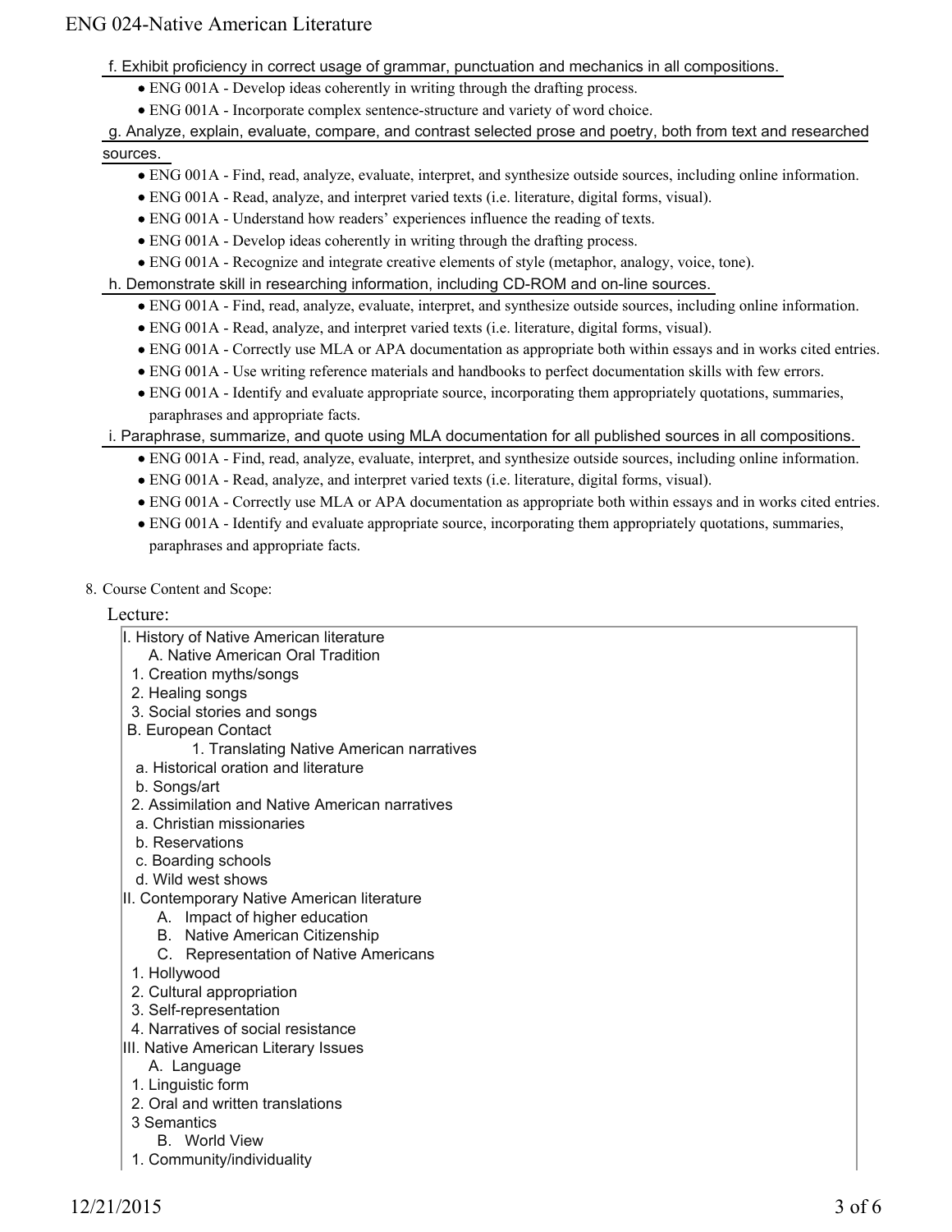f. Exhibit proficiency in correct usage of grammar, punctuation and mechanics in all compositions.

- ENG 001A - Develop ideas coherently in writing through the drafting process.
- ENG 001A - Incorporate complex sentence-structure and variety of word choice.

g. Analyze, explain, evaluate, compare, and contrast selected prose and poetry, both from text and researched sources.

- ENG 001A - Find, read, analyze, evaluate, interpret, and synthesize outside sources, including online information.
- ENG 001A - Read, analyze, and interpret varied texts (i.e. literature, digital forms, visual).
- ENG 001A - Understand how readers' experiences influence the reading of texts.
- ENG 001A - Develop ideas coherently in writing through the drafting process.
- ENG 001A - Recognize and integrate creative elements of style (metaphor, analogy, voice, tone).

h. Demonstrate skill in researching information, including CD-ROM and on-line sources.

- ENG 001A - Find, read, analyze, evaluate, interpret, and synthesize outside sources, including online information.
- ENG 001A - Read, analyze, and interpret varied texts (i.e. literature, digital forms, visual).
- ENG 001A - Correctly use MLA or APA documentation as appropriate both within essays and in works cited entries.
- ENG 001A - Use writing reference materials and handbooks to perfect documentation skills with few errors.
- ENG 001A - Identify and evaluate appropriate source, incorporating them appropriately quotations, summaries, paraphrases and appropriate facts.

i. Paraphrase, summarize, and quote using MLA documentation for all published sources in all compositions.

- ENG 001A - Find, read, analyze, evaluate, interpret, and synthesize outside sources, including online information.
- ENG 001A - Read, analyze, and interpret varied texts (i.e. literature, digital forms, visual).
- ENG 001A - Correctly use MLA or APA documentation as appropriate both within essays and in works cited entries.
- ENG 001A - Identify and evaluate appropriate source, incorporating them appropriately quotations, summaries, paraphrases and appropriate facts.

8. Course Content and Scope:

Lecture:

I. History of Native American literature
  A. Native American Oral Tradition
    1. Creation myths/songs
    2. Healing songs
    3. Social stories and songs
  B. European Contact
    1. Translating Native American narratives
      a. Historical oration and literature
      b. Songs/art
    2. Assimilation and Native American narratives
      a. Christian missionaries
      b. Reservations
      c. Boarding schools
      d. Wild west shows

II. Contemporary Native American literature
  A. Impact of higher education
  B. Native American Citizenship
  C. Representation of Native Americans
    1. Hollywood
    2. Cultural appropriation
    3. Self-representation
    4. Narratives of social resistance

III. Native American Literary Issues
  A. Language
    1. Linguistic form
    2. Oral and written translations
    3 Semantics
  B. World View
    1. Community/individuality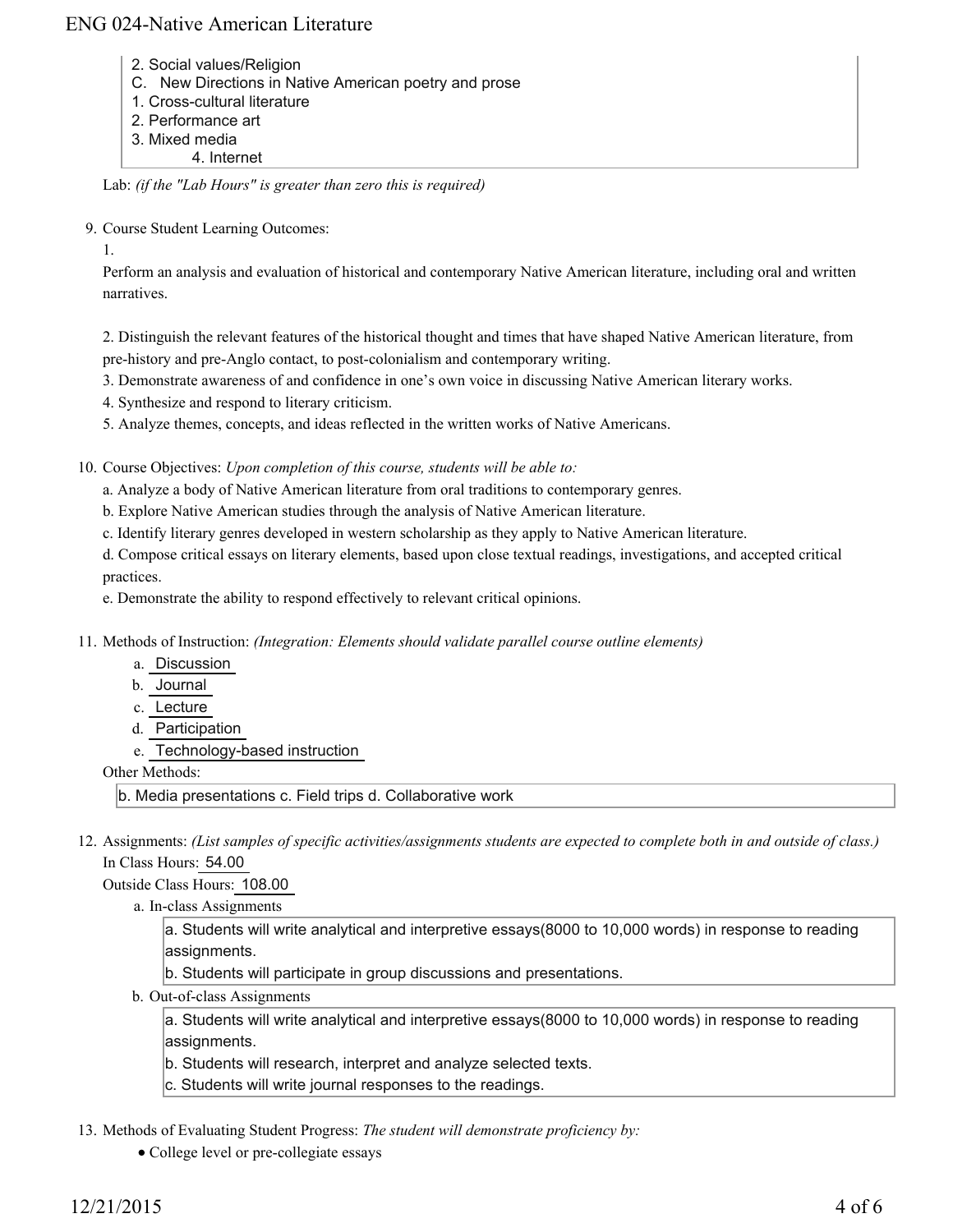2. Social values/Religion
C. New Directions in Native American poetry and prose
1. Cross-cultural literature
2. Performance art
3. Mixed media
4. Internet

Lab: *(if the "Lab Hours" is greater than zero this is required)*

9. Course Student Learning Outcomes:

1.
Perform an analysis and evaluation of historical and contemporary Native American literature, including oral and written narratives.

2. Distinguish the relevant features of the historical thought and times that have shaped Native American literature, from pre-history and pre-Anglo contact, to post-colonialism and contemporary writing.
3. Demonstrate awareness of and confidence in one's own voice in discussing Native American literary works.
4. Synthesize and respond to literary criticism.
5. Analyze themes, concepts, and ideas reflected in the written works of Native Americans.

10. Course Objectives: *Upon completion of this course, students will be able to:*

a. Analyze a body of Native American literature from oral traditions to contemporary genres.
b. Explore Native American studies through the analysis of Native American literature.
c. Identify literary genres developed in western scholarship as they apply to Native American literature.
d. Compose critical essays on literary elements, based upon close textual readings, investigations, and accepted critical practices.
e. Demonstrate the ability to respond effectively to relevant critical opinions.

11. Methods of Instruction: *(Integration: Elements should validate parallel course outline elements)*

a. Discussion
b. Journal
c. Lecture
d. Participation
e. Technology-based instruction

Other Methods:

b. Media presentations c. Field trips d. Collaborative work

12. Assignments: *(List samples of specific activities/assignments students are expected to complete both in and outside of class.)*

In Class Hours: 54.00
Outside Class Hours: 108.00

a. In-class Assignments

a. Students will write analytical and interpretive essays(8000 to 10,000 words) in response to reading assignments.
b. Students will participate in group discussions and presentations.

b. Out-of-class Assignments

a. Students will write analytical and interpretive essays(8000 to 10,000 words) in response to reading assignments.
b. Students will research, interpret and analyze selected texts.
c. Students will write journal responses to the readings.

13. Methods of Evaluating Student Progress: *The student will demonstrate proficiency by:*

- College level or pre-collegiate essays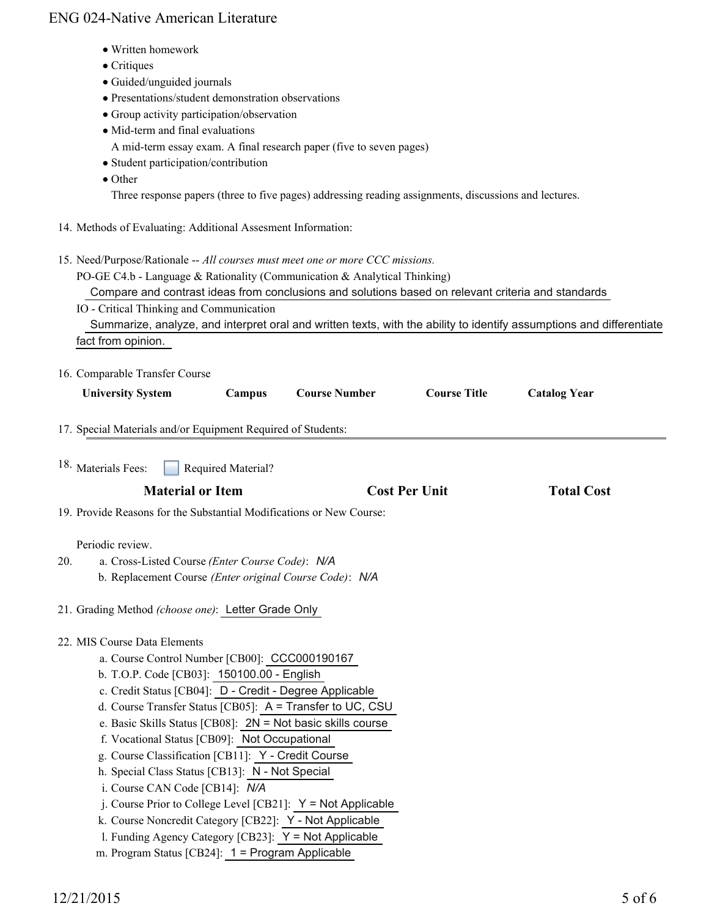- Written homework
- Critiques
- Guided/unguided journals
- Presentations/student demonstration observations
- Group activity participation/observation
- Mid-term and final evaluations
  A mid-term essay exam. A final research paper (five to seven pages)
- Student participation/contribution
- Other
  Three response papers (three to five pages) addressing reading assignments, discussions and lectures.

14. Methods of Evaluating: Additional Assesment Information:

15. Need/Purpose/Rationale -- *All courses must meet one or more CCC missions.*
    PO-GE C4.b - Language & Rationality (Communication & Analytical Thinking)
    Compare and contrast ideas from conclusions and solutions based on relevant criteria and standards
    IO - Critical Thinking and Communication
    Summarize, analyze, and interpret oral and written texts, with the ability to identify assumptions and differentiate fact from opinion.

16. Comparable Transfer Course

| University System | Campus | Course Number | Course Title | Catalog Year |
| --- | --- | --- | --- | --- |

17. Special Materials and/or Equipment Required of Students:

18. Materials Fees: ☐ Required Material?

| Material or Item | Cost Per Unit | Total Cost |
| --- | --- | --- |

19. Provide Reasons for the Substantial Modifications or New Course:

    Periodic review.

20. a. Cross-Listed Course *(Enter Course Code)*: *N/A*
    b. Replacement Course *(Enter original Course Code)*: *N/A*

21. Grading Method *(choose one)*: Letter Grade Only

22. MIS Course Data Elements
    a. Course Control Number [CB00]: CCC000190167
    b. T.O.P. Code [CB03]: 150100.00 - English
    c. Credit Status [CB04]: D - Credit - Degree Applicable
    d. Course Transfer Status [CB05]: A = Transfer to UC, CSU
    e. Basic Skills Status [CB08]: 2N = Not basic skills course
    f. Vocational Status [CB09]: Not Occupational
    g. Course Classification [CB11]: Y - Credit Course
    h. Special Class Status [CB13]: N - Not Special
    i. Course CAN Code [CB14]: *N/A*
    j. Course Prior to College Level [CB21]: Y = Not Applicable
    k. Course Noncredit Category [CB22]: Y - Not Applicable
    l. Funding Agency Category [CB23]: Y = Not Applicable
    m. Program Status [CB24]: 1 = Program Applicable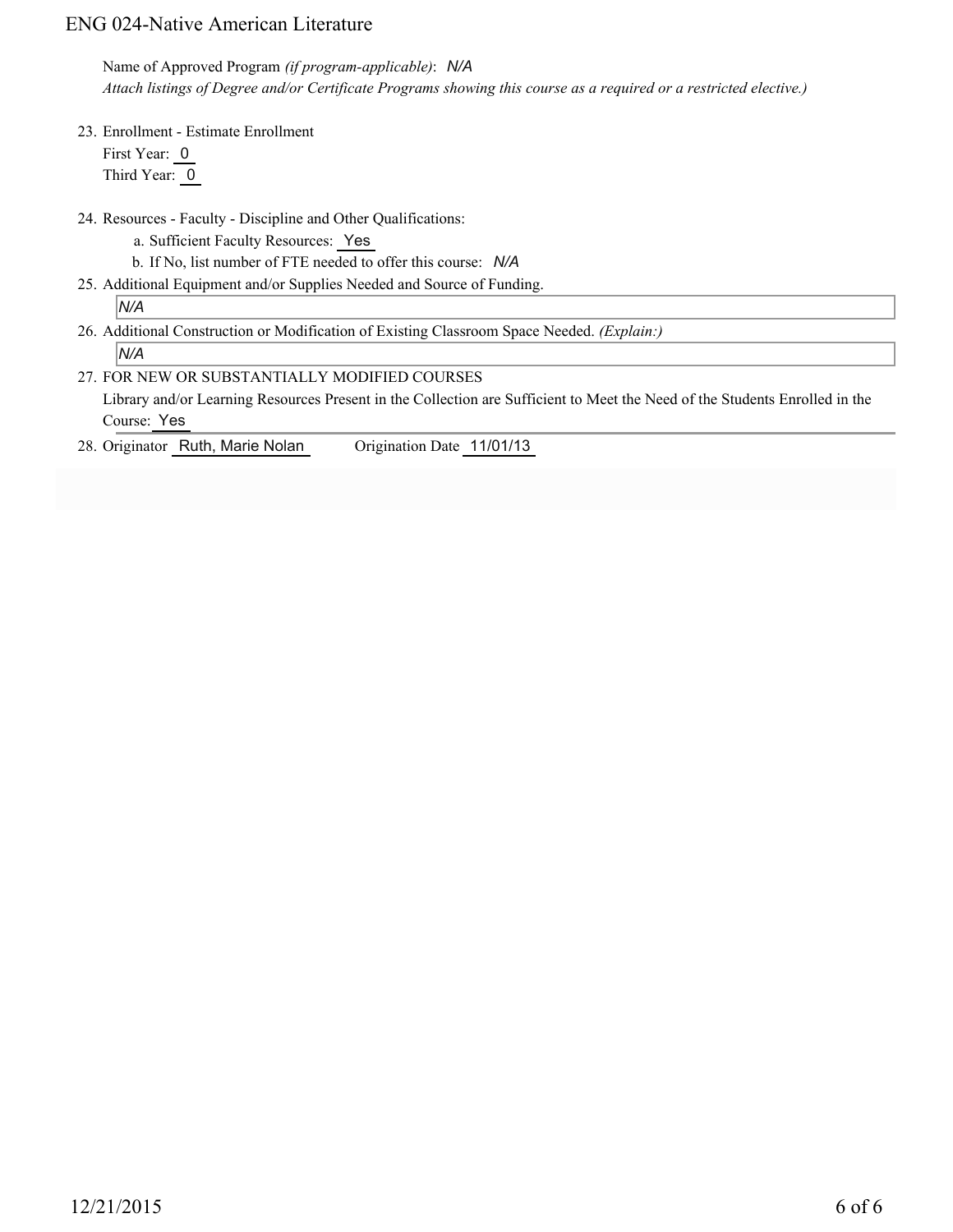Name of Approved Program *(if program-applicable)*: *N/A*

*Attach listings of Degree and/or Certificate Programs showing this course as a required or a restricted elective.)*

23. Enrollment - Estimate Enrollment
    First Year: 0
    Third Year: 0
24. Resources - Faculty - Discipline and Other Qualifications:
    a. Sufficient Faculty Resources: Yes
    b. If No, list number of FTE needed to offer this course: *N/A*
25. Additional Equipment and/or Supplies Needed and Source of Funding.
    *N/A*
26. Additional Construction or Modification of Existing Classroom Space Needed. *(Explain:)*
    *N/A*
27. FOR NEW OR SUBSTANTIALLY MODIFIED COURSES
    Library and/or Learning Resources Present in the Collection are Sufficient to Meet the Need of the Students Enrolled in the Course: Yes
28. Originator Ruth, Marie Nolan    Origination Date 11/01/13